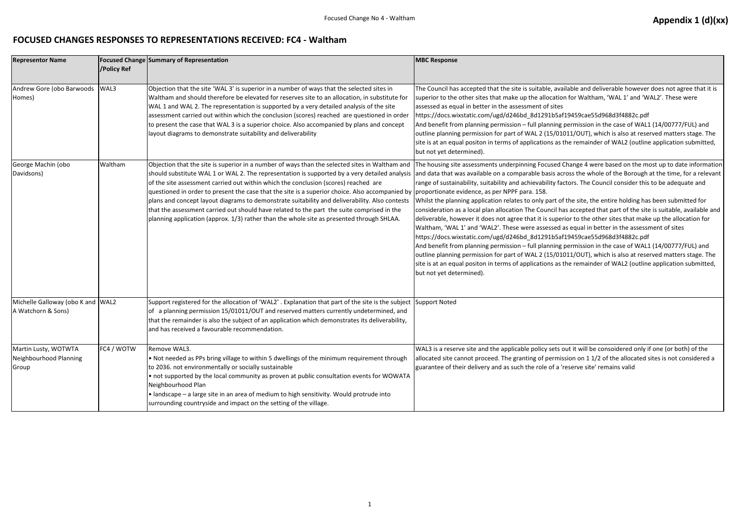Appendix 1 (d)(xx)

# FOCUSED CHANGES RESPONSES TO REPRESENTATIONS RECEIVED: FC4 - Waltham

| Representor Name | Focused Change /Policy Ref | Summary of Representation | MBC Response |
|---|---|---|---|
| Andrew Gore (obo Barwoods Homes) | WAL3 | Objection that the site 'WAL 3' is superior in a number of ways that the selected sites in Waltham and should therefore be elevated for reserves site to an allocation, in substitute for WAL 1 and WAL 2. The representation is supported by a very detailed analysis of the site assessment carried out within which the conclusion (scores) reached are questioned in order to present the case that WAL 3 is a superior choice. Also accompanied by plans and concept layout diagrams to demonstrate suitability and deliverability | The Council has accepted that the site is suitable, available and deliverable however does not agree that it is superior to the other sites that make up the allocation for Waltham, 'WAL 1' and 'WAL2'. These were assessed as equal in better in the assessment of sites https://docs.wixstatic.com/ugd/d246bd_8d1291b5af19459cae55d968d3f4882c.pdf And benefit from planning permission – full planning permission in the case of WAL1 (14/00777/FUL) and outline planning permission for part of WAL 2 (15/01011/OUT), which is also at reserved matters stage. The site is at an equal positon in terms of applications as the remainder of WAL2 (outline application submitted, but not yet determined). |
| George Machin (obo Davidsons) | Waltham | Objection that the site is superior in a number of ways than the selected sites in Waltham and should substitute WAL 1 or WAL 2. The representation is supported by a very detailed analysis of the site assessment carried out within which the conclusion (scores) reached are questioned in order to present the case that the site is a superior choice. Also accompanied by plans and concept layout diagrams to demonstrate suitability and deliverability. Also contests that the assessment carried out should have related to the part the suite comprised in the planning application (approx. 1/3) rather than the whole site as presented through SHLAA. | The housing site assessments underpinning Focused Change 4 were based on the most up to date information and data that was available on a comparable basis across the whole of the Borough at the time, for a relevant range of sustainability, suitability and achievability factors. The Council consider this to be adequate and proportionate evidence, as per NPPF para. 158.<br>Whilst the planning application relates to only part of the site, the entire holding has been submitted for consideration as a local plan allocation The Council has accepted that part of the site is suitable, available and deliverable, however it does not agree that it is superior to the other sites that make up the allocation for Waltham, 'WAL 1' and 'WAL2'. These were assessed as equal in better in the assessment of sites https://docs.wixstatic.com/ugd/d246bd_8d1291b5af19459cae55d968d3f4882c.pdf<br>And benefit from planning permission – full planning permission in the case of WAL1 (14/00777/FUL) and outline planning permission for part of WAL 2 (15/01011/OUT), which is also at reserved matters stage. The site is at an equal positon in terms of applications as the remainder of WAL2 (outline application submitted, but not yet determined). |
| Michelle Galloway (obo K and A Watchorn & Sons) | WAL2 | Support registered for the allocation of 'WAL2'. Explanation that part of the site is the subject of a planning permission 15/01011/OUT and reserved matters currently undetermined, and that the remainder is also the subject of an application which demonstrates its deliverability, and has received a favourable recommendation. | Support Noted |
| Martin Lusty, WOTWTA Neighbourhood Planning Group | FC4 / WOTW | Remove WAL3.<br>• Not needed as PPs bring village to within 5 dwellings of the minimum requirement through to 2036. not environmentally or socially sustainable<br>• not supported by the local community as proven at public consultation events for WOWATA Neighbourhood Plan<br>• landscape – a large site in an area of medium to high sensitivity. Would protrude into surrounding countryside and impact on the setting of the village. | WAL3 is a reserve site and the applicable policy sets out it will be consoidered only if one (or both) of the allocated site cannot proceed. The granting of permission on 1 1/2 of the allocated sites is not considered a guarantee of their delivery and as such the role of a 'reserve site' remains valid |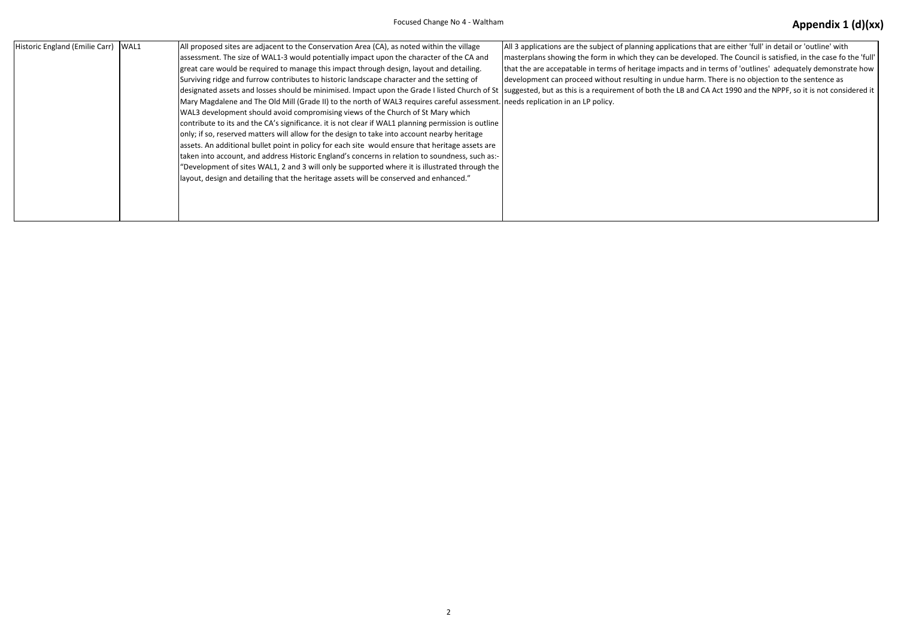Focused Change No 4 - Waltham

**Appendix 1 (d)(xx)**

| | | | |
|---|---|---|---|
| Historic England (Emilie Carr) | WAL1 | All proposed sites are adjacent to the Conservation Area (CA), as noted within the village assessment. The size of WAL1-3 would potentially impact upon the character of the CA and great care would be required to manage this impact through design, layout and detailing. Surviving ridge and furrow contributes to historic landscape character and the setting of designated assets and losses should be minimised. Impact upon the Grade I listed Church of St Mary Magdalene and The Old Mill (Grade II) to the north of WAL3 requires careful assessment. WAL3 development should avoid compromising views of the Church of St Mary which contribute to its and the CA's significance. it is not clear if WAL1 planning permission is outline only; if so, reserved matters will allow for the design to take into account nearby heritage assets. An additional bullet point in policy for each site would ensure that heritage assets are taken into account, and address Historic England's concerns in relation to soundness, such as:- "Development of sites WAL1, 2 and 3 will only be supported where it is illustrated through the layout, design and detailing that the heritage assets will be conserved and enhanced." | All 3 applications are the subject of planning applications that are either 'full' in detail or 'outline' with masterplans showing the form in which they can be developed. The Council is satisfied, in the case fo the 'full' that the are accepatable in terms of heritage impacts and in terms of 'outlines' adequately demonstrate how development can proceed without resulting in undue harm. There is no objection to the sentence as suggested, but as this is a requirement of both the LB and CA Act 1990 and the NPPF, so it is not considered it needs replication in an LP policy. |